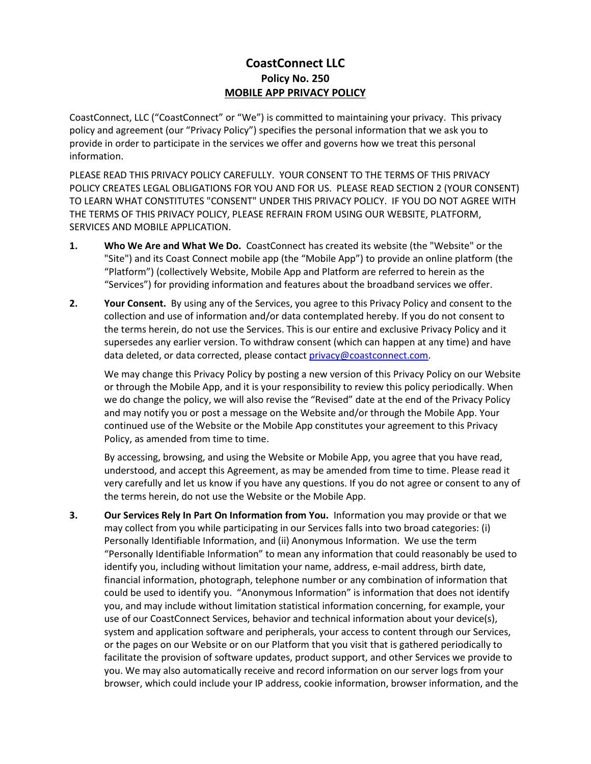# CoastConnect LLC

## Policy No. 250

## MOBILE APP PRIVACY POLICY

CoastConnect, LLC ("CoastConnect" or "We") is committed to maintaining your privacy. This privacy policy and agreement (our "Privacy Policy") specifies the personal information that we ask you to provide in order to participate in the services we offer and governs how we treat this personal information.

PLEASE READ THIS PRIVACY POLICY CAREFULLY. YOUR CONSENT TO THE TERMS OF THIS PRIVACY POLICY CREATES LEGAL OBLIGATIONS FOR YOU AND FOR US. PLEASE READ SECTION 2 (YOUR CONSENT) TO LEARN WHAT CONSTITUTES "CONSENT" UNDER THIS PRIVACY POLICY. IF YOU DO NOT AGREE WITH THE TERMS OF THIS PRIVACY POLICY, PLEASE REFRAIN FROM USING OUR WEBSITE, PLATFORM, SERVICES AND MOBILE APPLICATION.

1. **Who We Are and What We Do.** CoastConnect has created its website (the "Website" or the "Site") and its Coast Connect mobile app (the "Mobile App") to provide an online platform (the "Platform") (collectively Website, Mobile App and Platform are referred to herein as the "Services") for providing information and features about the broadband services we offer.

2. **Your Consent.** By using any of the Services, you agree to this Privacy Policy and consent to the collection and use of information and/or data contemplated hereby. If you do not consent to the terms herein, do not use the Services. This is our entire and exclusive Privacy Policy and it supersedes any earlier version. To withdraw consent (which can happen at any time) and have data deleted, or data corrected, please contact [privacy@coastconnect.com](mailto:privacy@coastconnect.com).

   We may change this Privacy Policy by posting a new version of this Privacy Policy on our Website or through the Mobile App, and it is your responsibility to review this policy periodically. When we do change the policy, we will also revise the "Revised" date at the end of the Privacy Policy and may notify you or post a message on the Website and/or through the Mobile App. Your continued use of the Website or the Mobile App constitutes your agreement to this Privacy Policy, as amended from time to time.

   By accessing, browsing, and using the Website or Mobile App, you agree that you have read, understood, and accept this Agreement, as may be amended from time to time. Please read it very carefully and let us know if you have any questions. If you do not agree or consent to any of the terms herein, do not use the Website or the Mobile App.

3. **Our Services Rely In Part On Information from You.** Information you may provide or that we may collect from you while participating in our Services falls into two broad categories: (i) Personally Identifiable Information, and (ii) Anonymous Information. We use the term "Personally Identifiable Information" to mean any information that could reasonably be used to identify you, including without limitation your name, address, e-mail address, birth date, financial information, photograph, telephone number or any combination of information that could be used to identify you. "Anonymous Information" is information that does not identify you, and may include without limitation statistical information concerning, for example, your use of our CoastConnect Services, behavior and technical information about your device(s), system and application software and peripherals, your access to content through our Services, or the pages on our Website or on our Platform that you visit that is gathered periodically to facilitate the provision of software updates, product support, and other Services we provide to you. We may also automatically receive and record information on our server logs from your browser, which could include your IP address, cookie information, browser information, and the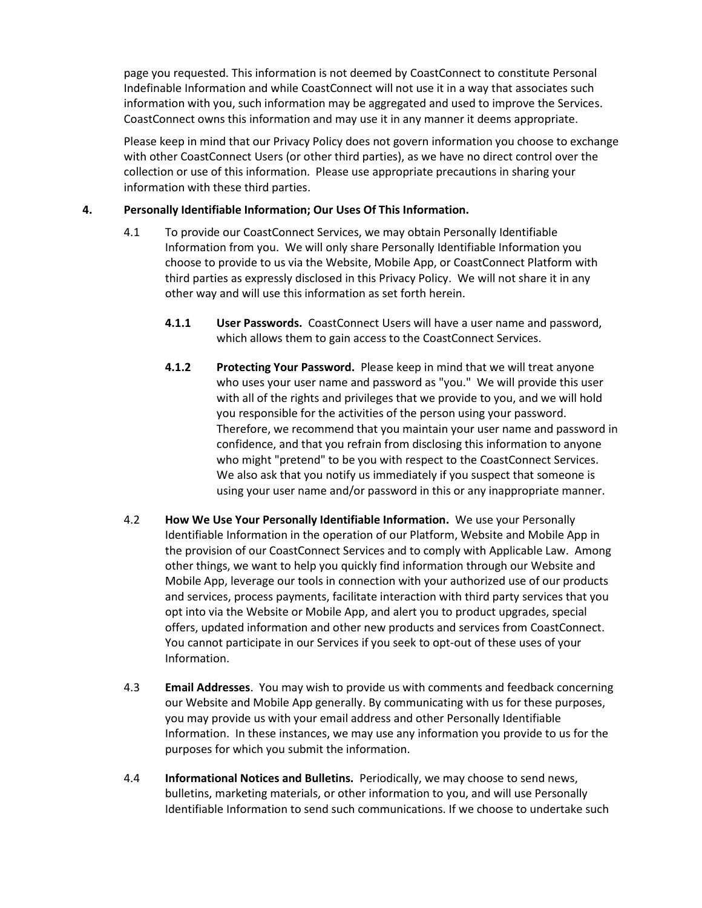page you requested. This information is not deemed by CoastConnect to constitute Personal Indefinable Information and while CoastConnect will not use it in a way that associates such information with you, such information may be aggregated and used to improve the Services. CoastConnect owns this information and may use it in any manner it deems appropriate.

Please keep in mind that our Privacy Policy does not govern information you choose to exchange with other CoastConnect Users (or other third parties), as we have no direct control over the collection or use of this information. Please use appropriate precautions in sharing your information with these third parties.

**4. Personally Identifiable Information; Our Uses Of This Information.**

4.1 To provide our CoastConnect Services, we may obtain Personally Identifiable Information from you. We will only share Personally Identifiable Information you choose to provide to us via the Website, Mobile App, or CoastConnect Platform with third parties as expressly disclosed in this Privacy Policy. We will not share it in any other way and will use this information as set forth herein.

**4.1.1 User Passwords.** CoastConnect Users will have a user name and password, which allows them to gain access to the CoastConnect Services.

**4.1.2 Protecting Your Password.** Please keep in mind that we will treat anyone who uses your user name and password as "you." We will provide this user with all of the rights and privileges that we provide to you, and we will hold you responsible for the activities of the person using your password. Therefore, we recommend that you maintain your user name and password in confidence, and that you refrain from disclosing this information to anyone who might "pretend" to be you with respect to the CoastConnect Services. We also ask that you notify us immediately if you suspect that someone is using your user name and/or password in this or any inappropriate manner.

4.2 **How We Use Your Personally Identifiable Information.** We use your Personally Identifiable Information in the operation of our Platform, Website and Mobile App in the provision of our CoastConnect Services and to comply with Applicable Law. Among other things, we want to help you quickly find information through our Website and Mobile App, leverage our tools in connection with your authorized use of our products and services, process payments, facilitate interaction with third party services that you opt into via the Website or Mobile App, and alert you to product upgrades, special offers, updated information and other new products and services from CoastConnect. You cannot participate in our Services if you seek to opt-out of these uses of your Information.

4.3 **Email Addresses**. You may wish to provide us with comments and feedback concerning our Website and Mobile App generally. By communicating with us for these purposes, you may provide us with your email address and other Personally Identifiable Information. In these instances, we may use any information you provide to us for the purposes for which you submit the information.

4.4 **Informational Notices and Bulletins.** Periodically, we may choose to send news, bulletins, marketing materials, or other information to you, and will use Personally Identifiable Information to send such communications. If we choose to undertake such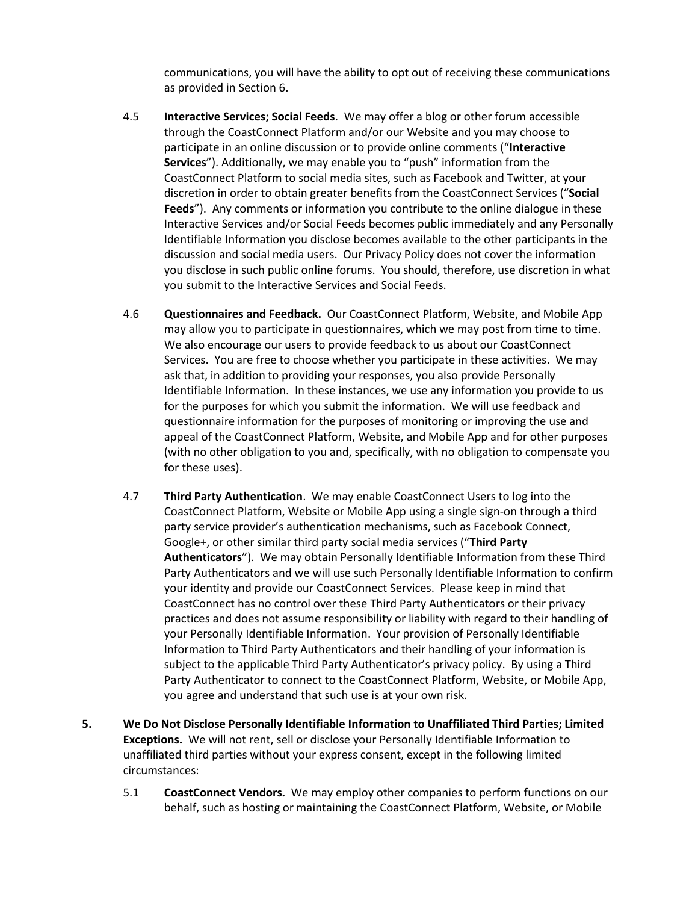communications, you will have the ability to opt out of receiving these communications as provided in Section 6.

4.5 **Interactive Services; Social Feeds**. We may offer a blog or other forum accessible through the CoastConnect Platform and/or our Website and you may choose to participate in an online discussion or to provide online comments ("**Interactive Services**"). Additionally, we may enable you to "push" information from the CoastConnect Platform to social media sites, such as Facebook and Twitter, at your discretion in order to obtain greater benefits from the CoastConnect Services ("**Social Feeds**"). Any comments or information you contribute to the online dialogue in these Interactive Services and/or Social Feeds becomes public immediately and any Personally Identifiable Information you disclose becomes available to the other participants in the discussion and social media users. Our Privacy Policy does not cover the information you disclose in such public online forums. You should, therefore, use discretion in what you submit to the Interactive Services and Social Feeds.

4.6 **Questionnaires and Feedback.** Our CoastConnect Platform, Website, and Mobile App may allow you to participate in questionnaires, which we may post from time to time. We also encourage our users to provide feedback to us about our CoastConnect Services. You are free to choose whether you participate in these activities. We may ask that, in addition to providing your responses, you also provide Personally Identifiable Information. In these instances, we use any information you provide to us for the purposes for which you submit the information. We will use feedback and questionnaire information for the purposes of monitoring or improving the use and appeal of the CoastConnect Platform, Website, and Mobile App and for other purposes (with no other obligation to you and, specifically, with no obligation to compensate you for these uses).

4.7 **Third Party Authentication**. We may enable CoastConnect Users to log into the CoastConnect Platform, Website or Mobile App using a single sign-on through a third party service provider's authentication mechanisms, such as Facebook Connect, Google+, or other similar third party social media services ("**Third Party Authenticators**"). We may obtain Personally Identifiable Information from these Third Party Authenticators and we will use such Personally Identifiable Information to confirm your identity and provide our CoastConnect Services. Please keep in mind that CoastConnect has no control over these Third Party Authenticators or their privacy practices and does not assume responsibility or liability with regard to their handling of your Personally Identifiable Information. Your provision of Personally Identifiable Information to Third Party Authenticators and their handling of your information is subject to the applicable Third Party Authenticator's privacy policy. By using a Third Party Authenticator to connect to the CoastConnect Platform, Website, or Mobile App, you agree and understand that such use is at your own risk.

**5. We Do Not Disclose Personally Identifiable Information to Unaffiliated Third Parties; Limited Exceptions.** We will not rent, sell or disclose your Personally Identifiable Information to unaffiliated third parties without your express consent, except in the following limited circumstances:

5.1 **CoastConnect Vendors.** We may employ other companies to perform functions on our behalf, such as hosting or maintaining the CoastConnect Platform, Website, or Mobile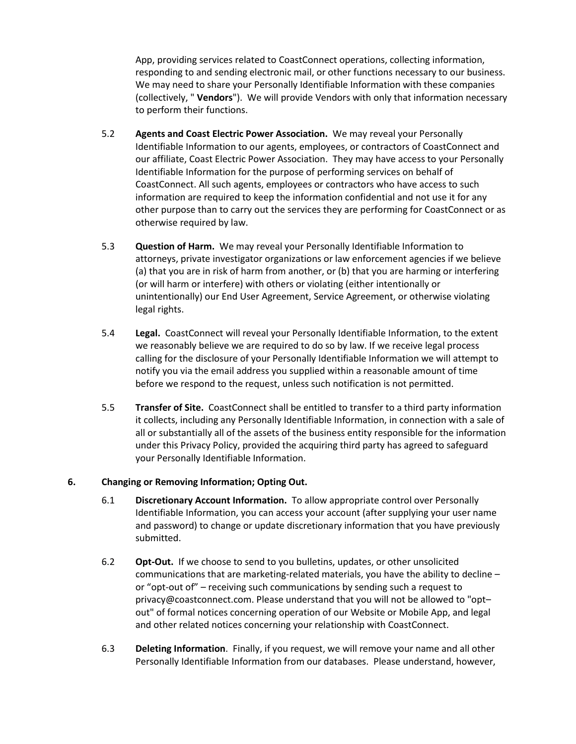App, providing services related to CoastConnect operations, collecting information, responding to and sending electronic mail, or other functions necessary to our business. We may need to share your Personally Identifiable Information with these companies (collectively, " **Vendors**"). We will provide Vendors with only that information necessary to perform their functions.

5.2 **Agents and Coast Electric Power Association.** We may reveal your Personally Identifiable Information to our agents, employees, or contractors of CoastConnect and our affiliate, Coast Electric Power Association. They may have access to your Personally Identifiable Information for the purpose of performing services on behalf of CoastConnect. All such agents, employees or contractors who have access to such information are required to keep the information confidential and not use it for any other purpose than to carry out the services they are performing for CoastConnect or as otherwise required by law.

5.3 **Question of Harm.** We may reveal your Personally Identifiable Information to attorneys, private investigator organizations or law enforcement agencies if we believe (a) that you are in risk of harm from another, or (b) that you are harming or interfering (or will harm or interfere) with others or violating (either intentionally or unintentionally) our End User Agreement, Service Agreement, or otherwise violating legal rights.

5.4 **Legal.** CoastConnect will reveal your Personally Identifiable Information, to the extent we reasonably believe we are required to do so by law. If we receive legal process calling for the disclosure of your Personally Identifiable Information we will attempt to notify you via the email address you supplied within a reasonable amount of time before we respond to the request, unless such notification is not permitted.

5.5 **Transfer of Site.** CoastConnect shall be entitled to transfer to a third party information it collects, including any Personally Identifiable Information, in connection with a sale of all or substantially all of the assets of the business entity responsible for the information under this Privacy Policy, provided the acquiring third party has agreed to safeguard your Personally Identifiable Information.

## 6. Changing or Removing Information; Opting Out.

6.1 **Discretionary Account Information.** To allow appropriate control over Personally Identifiable Information, you can access your account (after supplying your user name and password) to change or update discretionary information that you have previously submitted.

6.2 **Opt-Out.** If we choose to send to you bulletins, updates, or other unsolicited communications that are marketing-related materials, you have the ability to decline – or "opt-out of" – receiving such communications by sending such a request to privacy@coastconnect.com. Please understand that you will not be allowed to "opt–out" of formal notices concerning operation of our Website or Mobile App, and legal and other related notices concerning your relationship with CoastConnect.

6.3 **Deleting Information**. Finally, if you request, we will remove your name and all other Personally Identifiable Information from our databases. Please understand, however,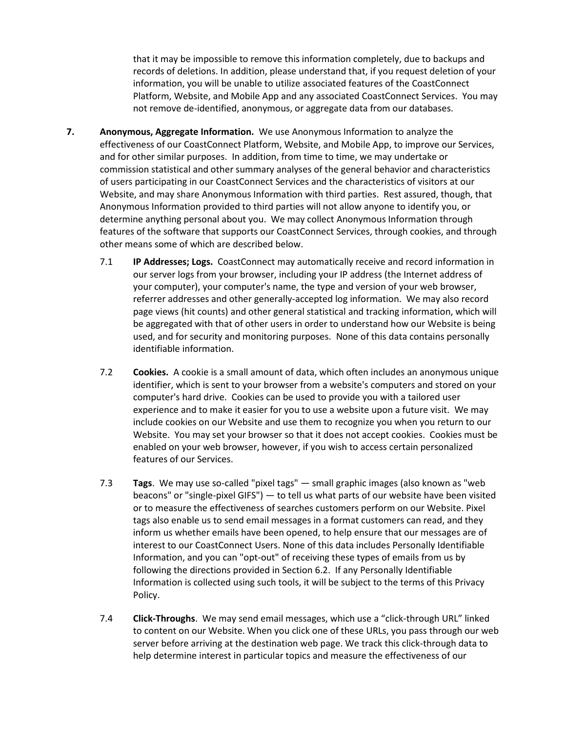that it may be impossible to remove this information completely, due to backups and records of deletions. In addition, please understand that, if you request deletion of your information, you will be unable to utilize associated features of the CoastConnect Platform, Website, and Mobile App and any associated CoastConnect Services. You may not remove de-identified, anonymous, or aggregate data from our databases.

**7. Anonymous, Aggregate Information.** We use Anonymous Information to analyze the effectiveness of our CoastConnect Platform, Website, and Mobile App, to improve our Services, and for other similar purposes. In addition, from time to time, we may undertake or commission statistical and other summary analyses of the general behavior and characteristics of users participating in our CoastConnect Services and the characteristics of visitors at our Website, and may share Anonymous Information with third parties. Rest assured, though, that Anonymous Information provided to third parties will not allow anyone to identify you, or determine anything personal about you. We may collect Anonymous Information through features of the software that supports our CoastConnect Services, through cookies, and through other means some of which are described below.

7.1 **IP Addresses; Logs.** CoastConnect may automatically receive and record information in our server logs from your browser, including your IP address (the Internet address of your computer), your computer's name, the type and version of your web browser, referrer addresses and other generally-accepted log information. We may also record page views (hit counts) and other general statistical and tracking information, which will be aggregated with that of other users in order to understand how our Website is being used, and for security and monitoring purposes. None of this data contains personally identifiable information.

7.2 **Cookies.** A cookie is a small amount of data, which often includes an anonymous unique identifier, which is sent to your browser from a website's computers and stored on your computer's hard drive. Cookies can be used to provide you with a tailored user experience and to make it easier for you to use a website upon a future visit. We may include cookies on our Website and use them to recognize you when you return to our Website. You may set your browser so that it does not accept cookies. Cookies must be enabled on your web browser, however, if you wish to access certain personalized features of our Services.

7.3 **Tags**. We may use so-called "pixel tags" — small graphic images (also known as "web beacons" or "single-pixel GIFS") — to tell us what parts of our website have been visited or to measure the effectiveness of searches customers perform on our Website. Pixel tags also enable us to send email messages in a format customers can read, and they inform us whether emails have been opened, to help ensure that our messages are of interest to our CoastConnect Users. None of this data includes Personally Identifiable Information, and you can "opt-out" of receiving these types of emails from us by following the directions provided in Section 6.2. If any Personally Identifiable Information is collected using such tools, it will be subject to the terms of this Privacy Policy.

7.4 **Click-Throughs**. We may send email messages, which use a "click-through URL" linked to content on our Website. When you click one of these URLs, you pass through our web server before arriving at the destination web page. We track this click-through data to help determine interest in particular topics and measure the effectiveness of our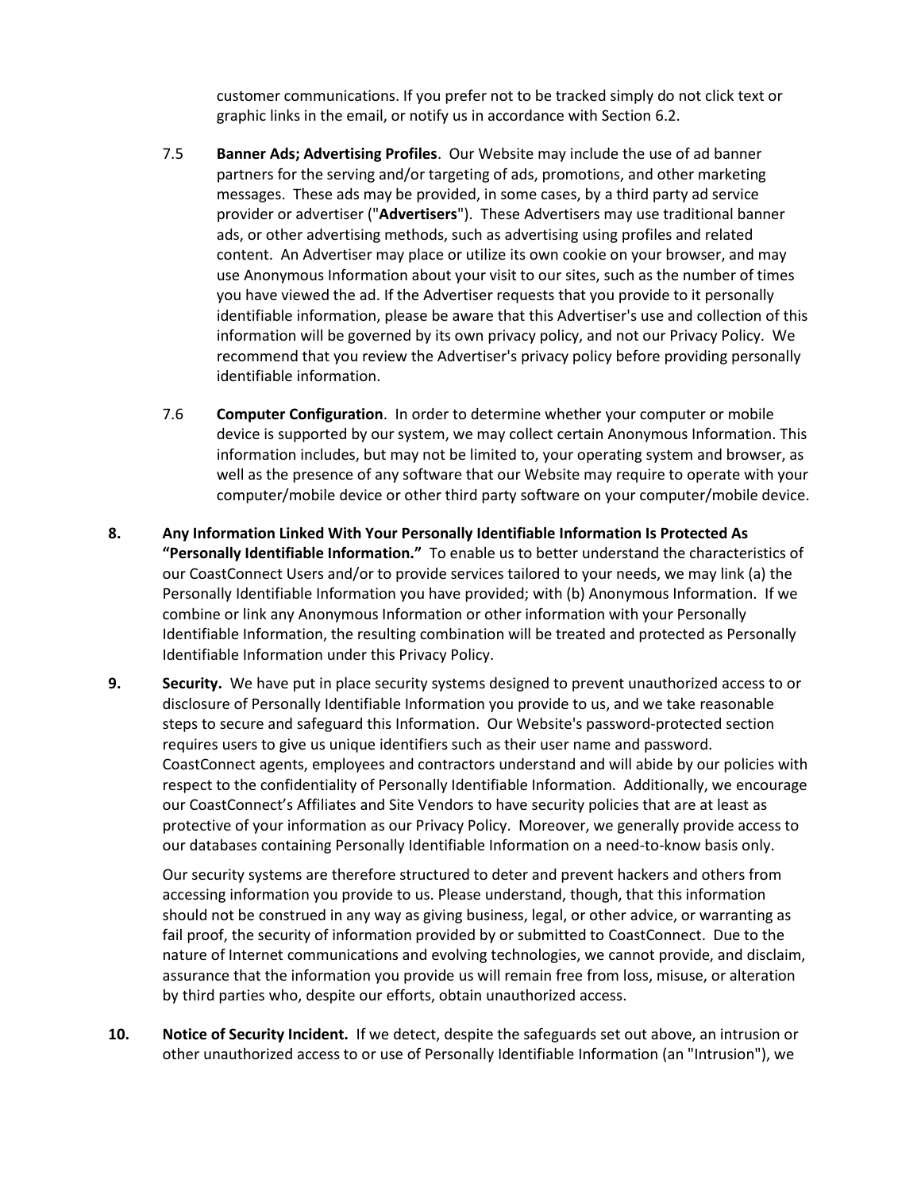customer communications. If you prefer not to be tracked simply do not click text or graphic links in the email, or notify us in accordance with Section 6.2.

7.5 **Banner Ads; Advertising Profiles**. Our Website may include the use of ad banner partners for the serving and/or targeting of ads, promotions, and other marketing messages. These ads may be provided, in some cases, by a third party ad service provider or advertiser ("**Advertisers**"). These Advertisers may use traditional banner ads, or other advertising methods, such as advertising using profiles and related content. An Advertiser may place or utilize its own cookie on your browser, and may use Anonymous Information about your visit to our sites, such as the number of times you have viewed the ad. If the Advertiser requests that you provide to it personally identifiable information, please be aware that this Advertiser's use and collection of this information will be governed by its own privacy policy, and not our Privacy Policy. We recommend that you review the Advertiser's privacy policy before providing personally identifiable information.

7.6 **Computer Configuration**. In order to determine whether your computer or mobile device is supported by our system, we may collect certain Anonymous Information. This information includes, but may not be limited to, your operating system and browser, as well as the presence of any software that our Website may require to operate with your computer/mobile device or other third party software on your computer/mobile device.

**8. Any Information Linked With Your Personally Identifiable Information Is Protected As "Personally Identifiable Information."** To enable us to better understand the characteristics of our CoastConnect Users and/or to provide services tailored to your needs, we may link (a) the Personally Identifiable Information you have provided; with (b) Anonymous Information. If we combine or link any Anonymous Information or other information with your Personally Identifiable Information, the resulting combination will be treated and protected as Personally Identifiable Information under this Privacy Policy.

**9. Security.** We have put in place security systems designed to prevent unauthorized access to or disclosure of Personally Identifiable Information you provide to us, and we take reasonable steps to secure and safeguard this Information. Our Website's password-protected section requires users to give us unique identifiers such as their user name and password. CoastConnect agents, employees and contractors understand and will abide by our policies with respect to the confidentiality of Personally Identifiable Information. Additionally, we encourage our CoastConnect's Affiliates and Site Vendors to have security policies that are at least as protective of your information as our Privacy Policy. Moreover, we generally provide access to our databases containing Personally Identifiable Information on a need-to-know basis only.

Our security systems are therefore structured to deter and prevent hackers and others from accessing information you provide to us. Please understand, though, that this information should not be construed in any way as giving business, legal, or other advice, or warranting as fail proof, the security of information provided by or submitted to CoastConnect. Due to the nature of Internet communications and evolving technologies, we cannot provide, and disclaim, assurance that the information you provide us will remain free from loss, misuse, or alteration by third parties who, despite our efforts, obtain unauthorized access.

**10. Notice of Security Incident.** If we detect, despite the safeguards set out above, an intrusion or other unauthorized access to or use of Personally Identifiable Information (an "Intrusion"), we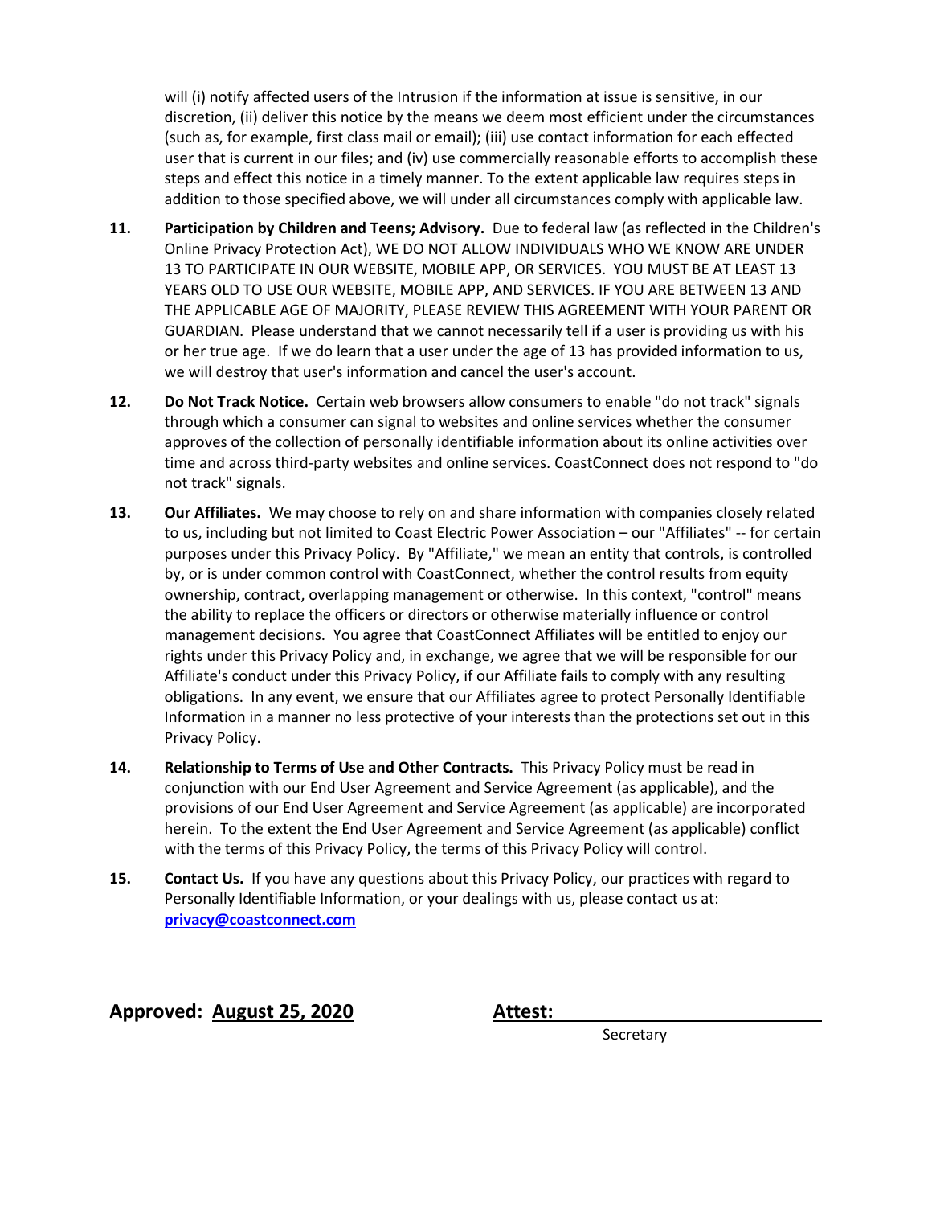will (i) notify affected users of the Intrusion if the information at issue is sensitive, in our discretion, (ii) deliver this notice by the means we deem most efficient under the circumstances (such as, for example, first class mail or email); (iii) use contact information for each effected user that is current in our files; and (iv) use commercially reasonable efforts to accomplish these steps and effect this notice in a timely manner. To the extent applicable law requires steps in addition to those specified above, we will under all circumstances comply with applicable law.

11. **Participation by Children and Teens; Advisory.** Due to federal law (as reflected in the Children's Online Privacy Protection Act), WE DO NOT ALLOW INDIVIDUALS WHO WE KNOW ARE UNDER 13 TO PARTICIPATE IN OUR WEBSITE, MOBILE APP, OR SERVICES. YOU MUST BE AT LEAST 13 YEARS OLD TO USE OUR WEBSITE, MOBILE APP, AND SERVICES. IF YOU ARE BETWEEN 13 AND THE APPLICABLE AGE OF MAJORITY, PLEASE REVIEW THIS AGREEMENT WITH YOUR PARENT OR GUARDIAN. Please understand that we cannot necessarily tell if a user is providing us with his or her true age. If we do learn that a user under the age of 13 has provided information to us, we will destroy that user's information and cancel the user's account.

12. **Do Not Track Notice.** Certain web browsers allow consumers to enable "do not track" signals through which a consumer can signal to websites and online services whether the consumer approves of the collection of personally identifiable information about its online activities over time and across third-party websites and online services. CoastConnect does not respond to "do not track" signals.

13. **Our Affiliates.** We may choose to rely on and share information with companies closely related to us, including but not limited to Coast Electric Power Association – our "Affiliates" -- for certain purposes under this Privacy Policy. By "Affiliate," we mean an entity that controls, is controlled by, or is under common control with CoastConnect, whether the control results from equity ownership, contract, overlapping management or otherwise. In this context, "control" means the ability to replace the officers or directors or otherwise materially influence or control management decisions. You agree that CoastConnect Affiliates will be entitled to enjoy our rights under this Privacy Policy and, in exchange, we agree that we will be responsible for our Affiliate's conduct under this Privacy Policy, if our Affiliate fails to comply with any resulting obligations. In any event, we ensure that our Affiliates agree to protect Personally Identifiable Information in a manner no less protective of your interests than the protections set out in this Privacy Policy.

14. **Relationship to Terms of Use and Other Contracts.** This Privacy Policy must be read in conjunction with our End User Agreement and Service Agreement (as applicable), and the provisions of our End User Agreement and Service Agreement (as applicable) are incorporated herein. To the extent the End User Agreement and Service Agreement (as applicable) conflict with the terms of this Privacy Policy, the terms of this Privacy Policy will control.

15. **Contact Us.** If you have any questions about this Privacy Policy, our practices with regard to Personally Identifiable Information, or your dealings with us, please contact us at: **privacy@coastconnect.com**

**Approved: August 25, 2020** **Attest:** ____________________________

Secretary